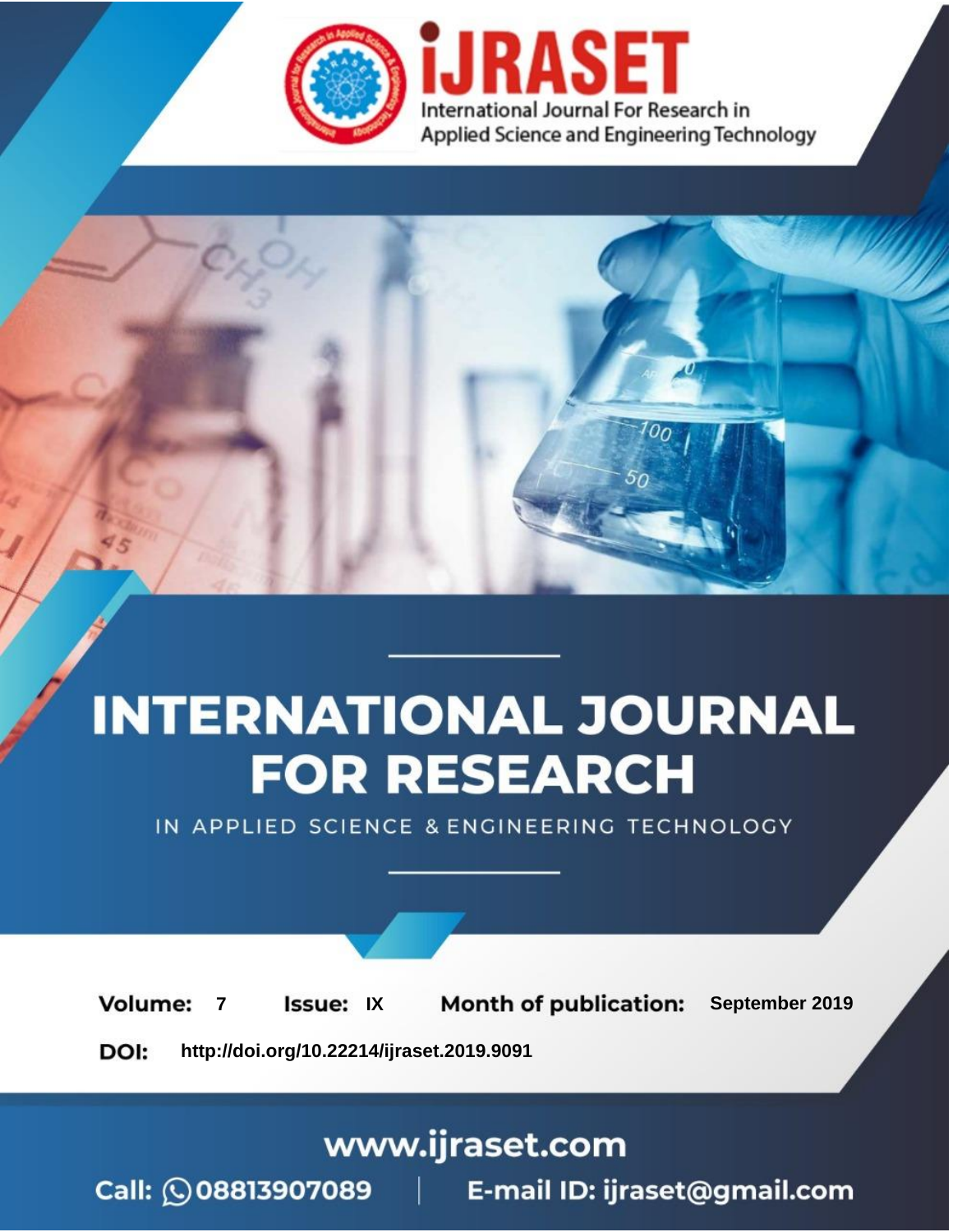iJRASET

International Journal For Research in Applied Science and Engineering Technology

# INTERNATIONAL JOURNAL FOR RESEARCH

IN APPLIED SCIENCE & ENGINEERING TECHNOLOGY

**Volume:** 7 **Issue:** IX **Month of publication:** September 2019

**DOI:** http://doi.org/10.22214/ijraset.2019.9091

www.ijraset.com

Call: 08813907089 | E-mail ID: ijraset@gmail.com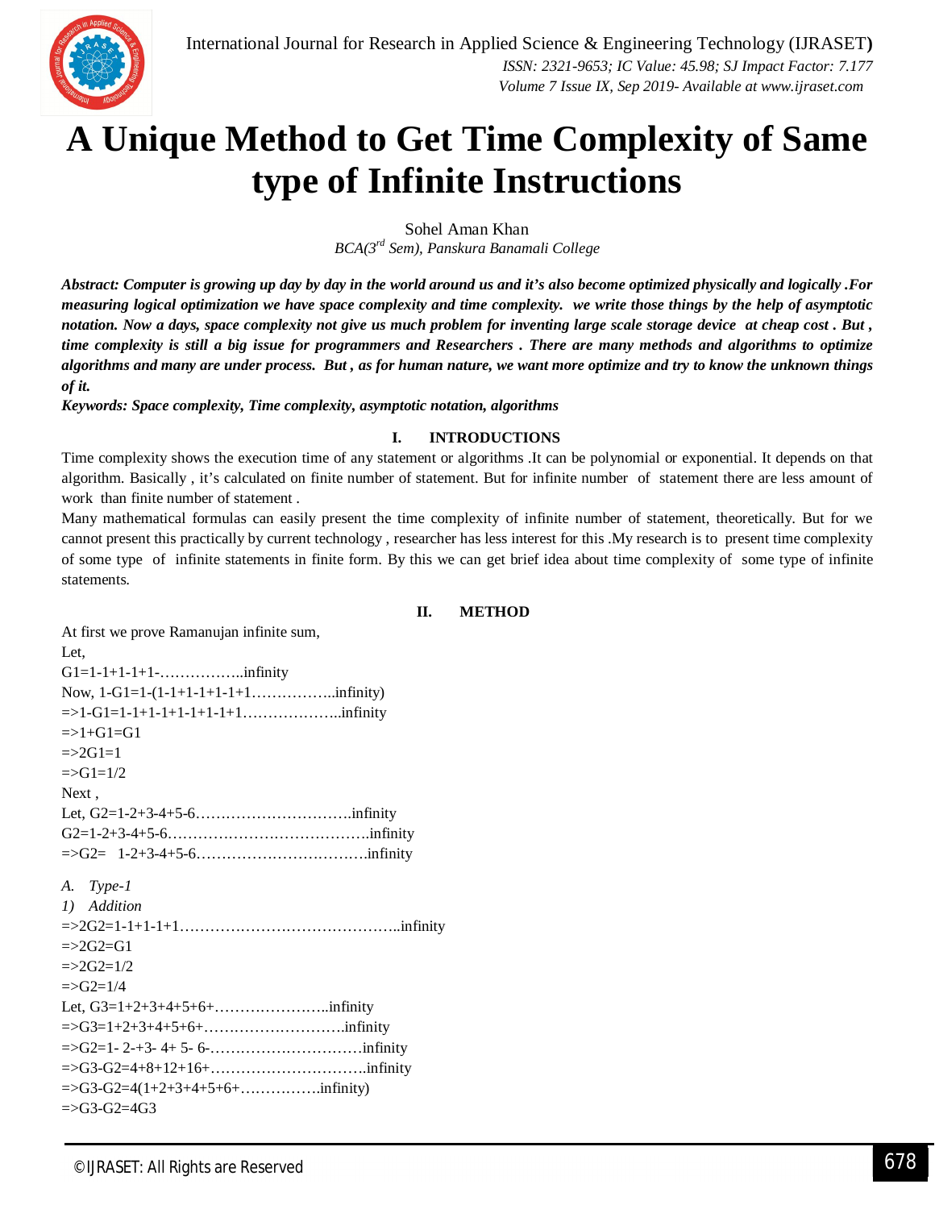# A Unique Method to Get Time Complexity of Same type of Infinite Instructions

Sohel Aman Khan

*BCA(3[rd] Sem), Panskura Banamali College*

***Abstract: Computer is growing up day by day in the world around us and it's also become optimized physically and logically .For measuring logical optimization we have space complexity and time complexity. we write those things by the help of asymptotic notation. Now a days, space complexity not give us much problem for inventing large scale storage device at cheap cost . But , time complexity is still a big issue for programmers and Researchers . There are many methods and algorithms to optimize algorithms and many are under process. But , as for human nature, we want more optimize and try to know the unknown things of it.***

***Keywords: Space complexity, Time complexity, asymptotic notation, algorithms***

## I. INTRODUCTIONS

Time complexity shows the execution time of any statement or algorithms .It can be polynomial or exponential. It depends on that algorithm. Basically , it's calculated on finite number of statement. But for infinite number of statement there are less amount of work than finite number of statement .

Many mathematical formulas can easily present the time complexity of infinite number of statement, theoretically. But for we cannot present this practically by current technology , researcher has less interest for this .My research is to present time complexity of some type of infinite statements in finite form. By this we can get brief idea about time complexity of some type of infinite statements.

## II. METHOD

At first we prove Ramanujan infinite sum,

Let,

G1=1-1+1-1+1-……………..infinity

Now, 1-G1=1-(1-1+1-1+1-1+1……………..infinity)

=>1-G1=1-1+1-1+1-1+1-1+1………………..infinity

=>1+G1=G1

=>2G1=1

=>G1=1/2

Next ,

Let, G2=1-2+3-4+5-6………………………….infinity

G2=1-2+3-4+5-6………………………………….infinity

=>G2= 1-2+3-4+5-6……………………………infinity

### A. Type-1

#### 1) Addition

=>2G2=1-1+1-1+1……………………………………..infinity

=>2G2=G1

=>2G2=1/2

=>G2=1/4

Let, G3=1+2+3+4+5+6+…………………..infinity

=>G3=1+2+3+4+5+6+……………………….infinity

=>G2=1- 2-+3- 4+ 5- 6-……………………………infinity

=>G3-G2=4+8+12+16+………………………….infinity

=>G3-G2=4(1+2+3+4+5+6+…………….infinity)

=>G3-G2=4G3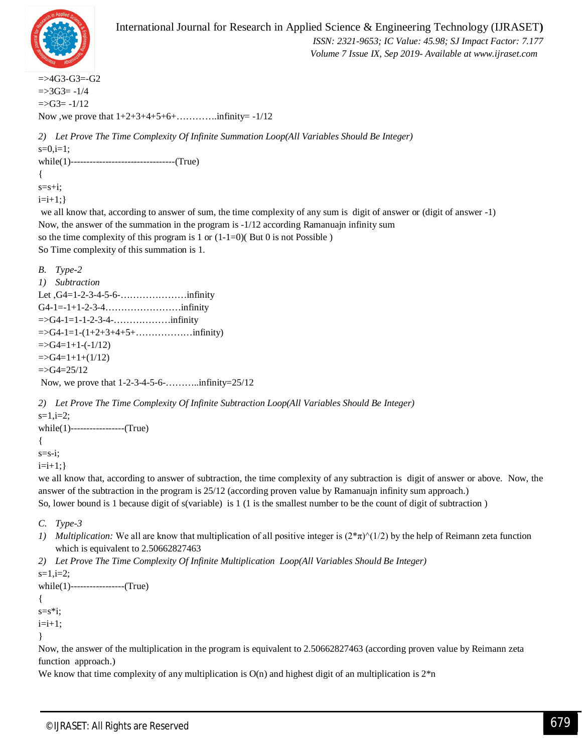=>4G3-G3=-G2

=>3G3= -1/4

=>G3= -1/12

Now ,we prove that 1+2+3+4+5+6+………….infinity= -1/12

*2) Let Prove The Time Complexity Of Infinite Summation Loop(All Variables Should Be Integer)*

```
s=0,i=1;
while(1)---------------------------------(True)
{
s=s+i;
i=i+1;}
```

we all know that, according to answer of sum, the time complexity of any sum is digit of answer or (digit of answer -1)

Now, the answer of the summation in the program is -1/12 according Ramanuajn infinity sum

so the time complexity of this program is 1 or (1-1=0)( But 0 is not Possible )

So Time complexity of this summation is 1.

### *B. Type-2*

*1) Subtraction*

Let ,G4=1-2-3-4-5-6-…………………infinity

G4-1=-1+1-2-3-4……………………infinity

=>G4-1=1-1-2-3-4-………………infinity

=>G4-1=1-(1+2+3+4+5+………………infinity)

=>G4=1+1-(-1/12)

=>G4=1+1+(1/12)

=>G4=25/12

Now, we prove that 1-2-3-4-5-6-………..infinity=25/12

*2) Let Prove The Time Complexity Of Infinite Subtraction Loop(All Variables Should Be Integer)*

```
s=1,i=2;
while(1)-----------------(True)
{
s=s-i;
i=i+1;}
```

we all know that, according to answer of subtraction, the time complexity of any subtraction is digit of answer or above. Now, the answer of the subtraction in the program is 25/12 (according proven value by Ramanuajn infinity sum approach.)

So, lower bound is 1 because digit of s(variable) is 1 (1 is the smallest number to be the count of digit of subtraction )

### *C. Type-3*

1) *Multiplication:* We all are know that multiplication of all positive integer is (2*π)^(1/2) by the help of Reimann zeta function which is equivalent to 2.50662827463

2) *Let Prove The Time Complexity Of Infinite Multiplication Loop(All Variables Should Be Integer)*

```
s=1,i=2;
while(1)-----------------(True)
{
s=s*i;
i=i+1;
}
```

Now, the answer of the multiplication in the program is equivalent to 2.50662827463 (according proven value by Reimann zeta function approach.)

We know that time complexity of any multiplication is O(n) and highest digit of an multiplication is 2*n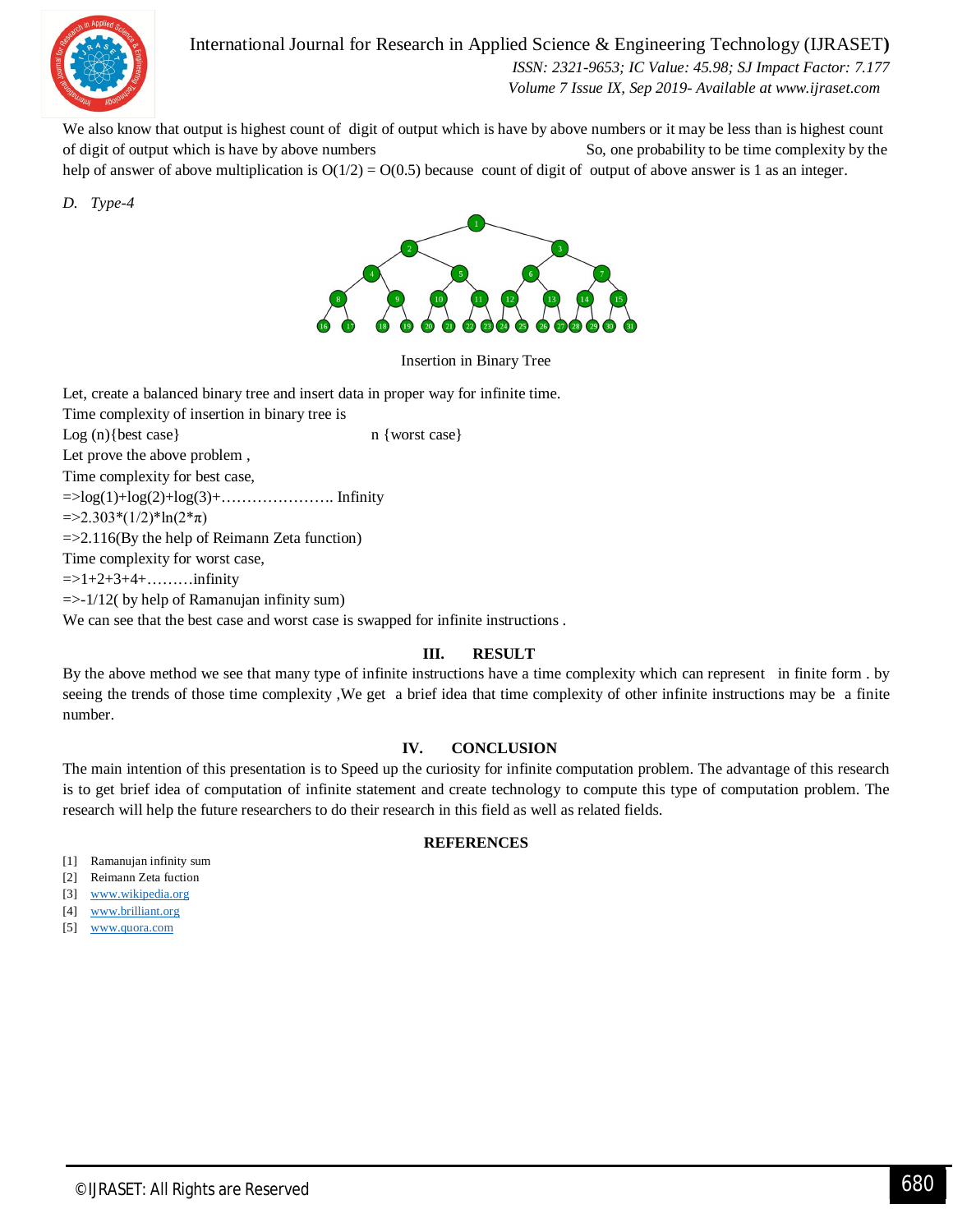We also know that output is highest count of digit of output which is have by above numbers or it may be less than is highest count of digit of output which is have by above numbers So, one probability to be time complexity by the help of answer of above multiplication is O(1/2) = O(0.5) because count of digit of output of above answer is 1 as an integer.

*D. Type-4*

Insertion in Binary Tree

Let, create a balanced binary tree and insert data in proper way for infinite time.

Time complexity of insertion in binary tree is

Log (n){best case} n {worst case}

Let prove the above problem ,

Time complexity for best case,

=>log(1)+log(2)+log(3)+………………….. Infinity

=>2.303*(1/2)*ln(2*π)

=>2.116(By the help of Reimann Zeta function)

Time complexity for worst case,

=>1+2+3+4+………infinity

=>-1/12( by help of Ramanujan infinity sum)

We can see that the best case and worst case is swapped for infinite instructions .

## III. RESULT

By the above method we see that many type of infinite instructions have a time complexity which can represent in finite form . by seeing the trends of those time complexity ,We get a brief idea that time complexity of other infinite instructions may be a finite number.

## IV. CONCLUSION

The main intention of this presentation is to Speed up the curiosity for infinite computation problem. The advantage of this research is to get brief idea of computation of infinite statement and create technology to compute this type of computation problem. The research will help the future researchers to do their research in this field as well as related fields.

## REFERENCES

[1] Ramanujan infinity sum

[2] Reimann Zeta fuction

[3] www.wikipedia.org

[4] www.brilliant.org

[5] www.quora.com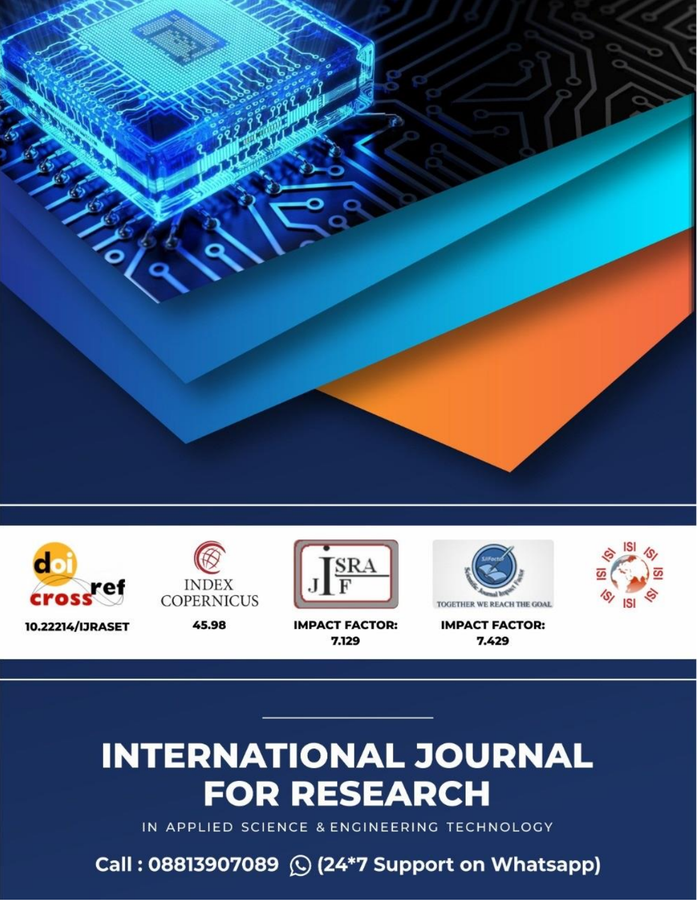10.22214/IJRASET

INDEX COPERNICUS

45.98

IMPACT FACTOR: 7.129

IMPACT FACTOR: 7.429

TOGETHER WE REACH THE GOAL

# INTERNATIONAL JOURNAL FOR RESEARCH

IN APPLIED SCIENCE & ENGINEERING TECHNOLOGY

Call : 08813907089 (24*7 Support on Whatsapp)